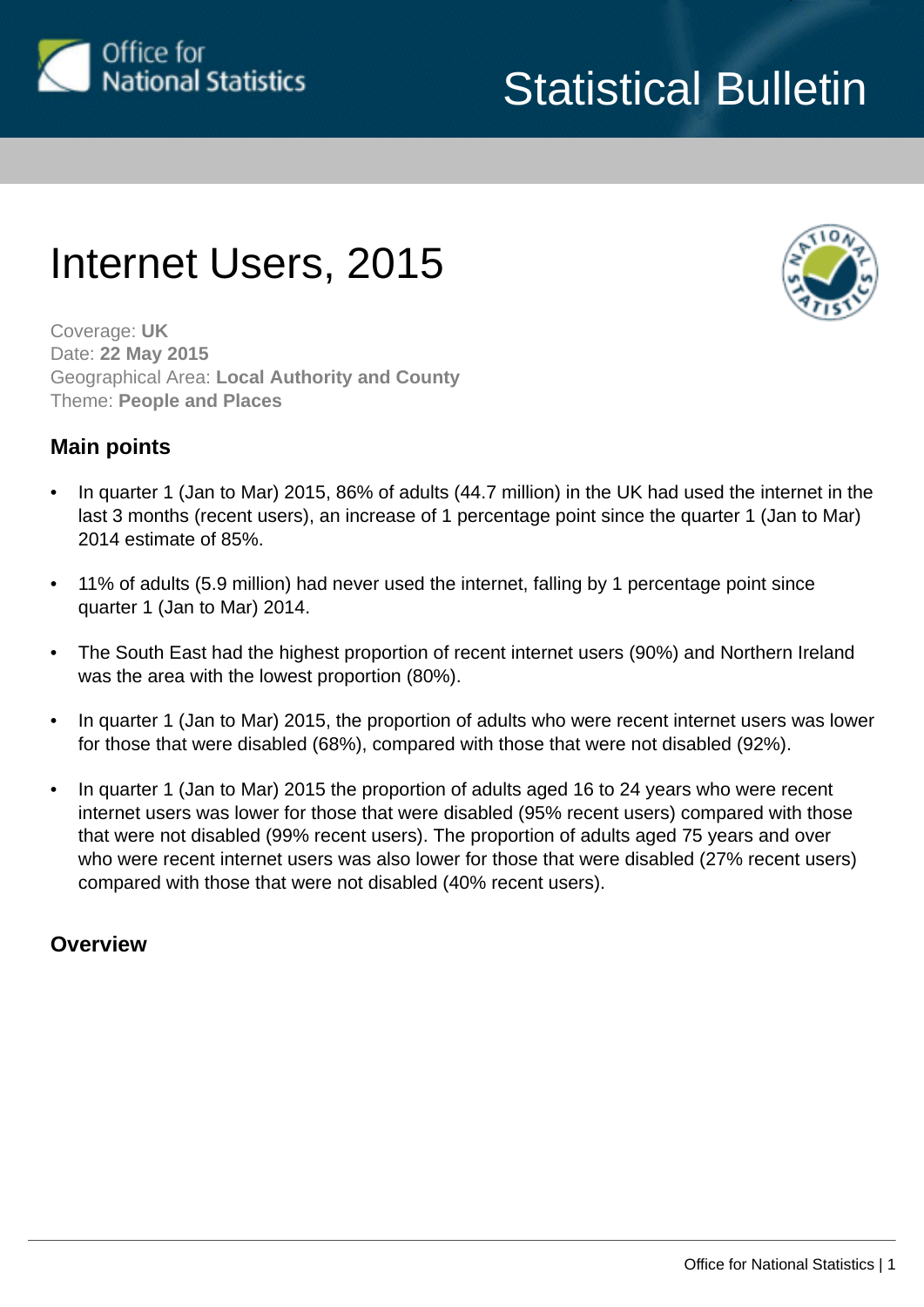# Internet Users, 2015

Coverage: **UK**
Date: **22 May 2015**
Geographical Area: **Local Authority and County**
Theme: **People and Places**

## Main points

- In quarter 1 (Jan to Mar) 2015, 86% of adults (44.7 million) in the UK had used the internet in the last 3 months (recent users), an increase of 1 percentage point since the quarter 1 (Jan to Mar) 2014 estimate of 85%.
- 11% of adults (5.9 million) had never used the internet, falling by 1 percentage point since quarter 1 (Jan to Mar) 2014.
- The South East had the highest proportion of recent internet users (90%) and Northern Ireland was the area with the lowest proportion (80%).
- In quarter 1 (Jan to Mar) 2015, the proportion of adults who were recent internet users was lower for those that were disabled (68%), compared with those that were not disabled (92%).
- In quarter 1 (Jan to Mar) 2015 the proportion of adults aged 16 to 24 years who were recent internet users was lower for those that were disabled (95% recent users) compared with those that were not disabled (99% recent users). The proportion of adults aged 75 years and over who were recent internet users was also lower for those that were disabled (27% recent users) compared with those that were not disabled (40% recent users).

## Overview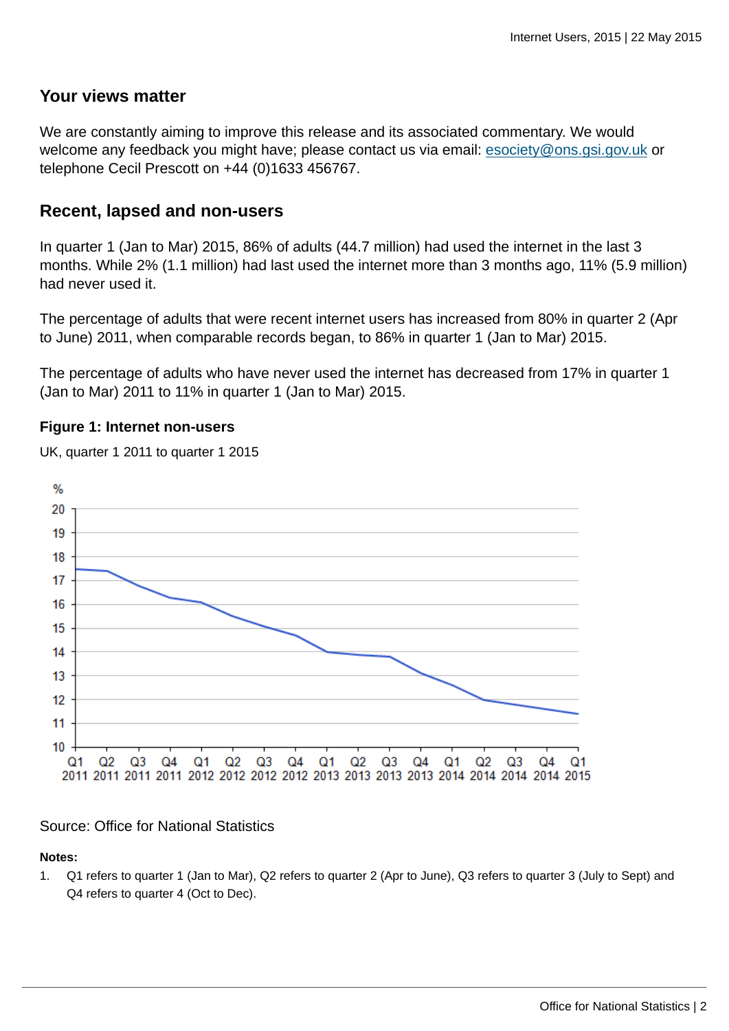## Your views matter

We are constantly aiming to improve this release and its associated commentary. We would welcome any feedback you might have; please contact us via email: esociety@ons.gsi.gov.uk or telephone Cecil Prescott on +44 (0)1633 456767.

## Recent, lapsed and non-users

In quarter 1 (Jan to Mar) 2015, 86% of adults (44.7 million) had used the internet in the last 3 months. While 2% (1.1 million) had last used the internet more than 3 months ago, 11% (5.9 million) had never used it.

The percentage of adults that were recent internet users has increased from 80% in quarter 2 (Apr to June) 2011, when comparable records began, to 86% in quarter 1 (Jan to Mar) 2015.

The percentage of adults who have never used the internet has decreased from 17% in quarter 1 (Jan to Mar) 2011 to 11% in quarter 1 (Jan to Mar) 2015.

**Figure 1: Internet non-users**

UK, quarter 1 2011 to quarter 1 2015

Source: Office for National Statistics

**Notes:**

1. Q1 refers to quarter 1 (Jan to Mar), Q2 refers to quarter 2 (Apr to June), Q3 refers to quarter 3 (July to Sept) and Q4 refers to quarter 4 (Oct to Dec).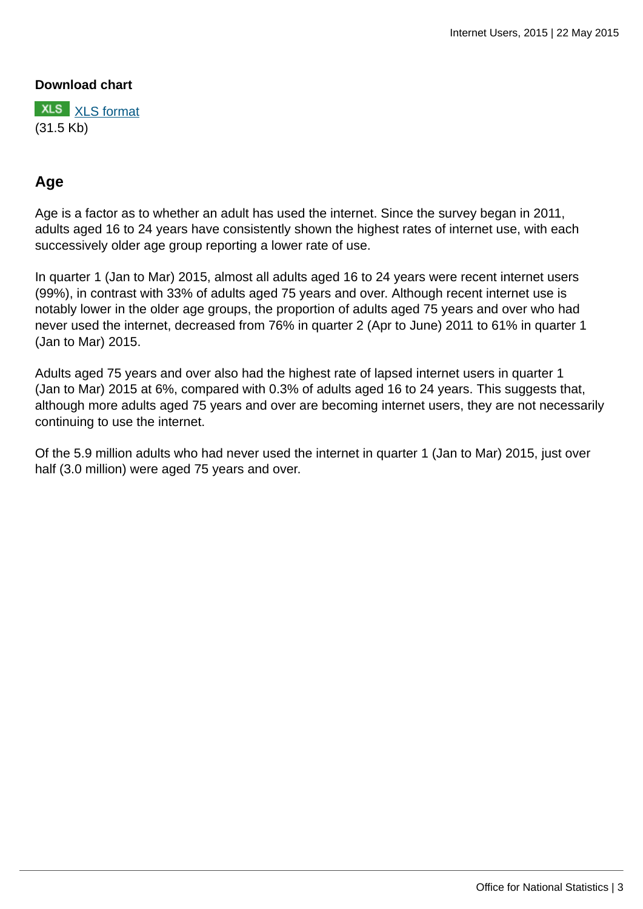**Download chart**

XLS [XLS format](#)
(31.5 Kb)

## Age

Age is a factor as to whether an adult has used the internet. Since the survey began in 2011, adults aged 16 to 24 years have consistently shown the highest rates of internet use, with each successively older age group reporting a lower rate of use.

In quarter 1 (Jan to Mar) 2015, almost all adults aged 16 to 24 years were recent internet users (99%), in contrast with 33% of adults aged 75 years and over. Although recent internet use is notably lower in the older age groups, the proportion of adults aged 75 years and over who had never used the internet, decreased from 76% in quarter 2 (Apr to June) 2011 to 61% in quarter 1 (Jan to Mar) 2015.

Adults aged 75 years and over also had the highest rate of lapsed internet users in quarter 1 (Jan to Mar) 2015 at 6%, compared with 0.3% of adults aged 16 to 24 years. This suggests that, although more adults aged 75 years and over are becoming internet users, they are not necessarily continuing to use the internet.

Of the 5.9 million adults who had never used the internet in quarter 1 (Jan to Mar) 2015, just over half (3.0 million) were aged 75 years and over.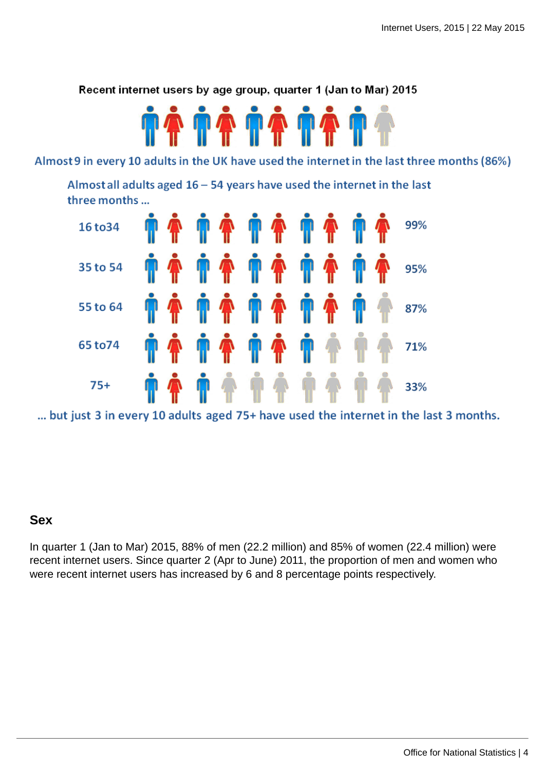**Recent internet users by age group, quarter 1 (Jan to Mar) 2015**

Almost 9 in every 10 adults in the UK have used the internet in the last three months (86%)

Almost all adults aged 16 – 54 years have used the internet in the last three months ...

| Age group | Percentage |
|---|---|
| 16 to34 | 99% |
| 35 to 54 | 95% |
| 55 to 64 | 87% |
| 65 to74 | 71% |
| 75+ | 33% |

... but just 3 in every 10 adults aged 75+ have used the internet in the last 3 months.

## Sex

In quarter 1 (Jan to Mar) 2015, 88% of men (22.2 million) and 85% of women (22.4 million) were recent internet users. Since quarter 2 (Apr to June) 2011, the proportion of men and women who were recent internet users has increased by 6 and 8 percentage points respectively.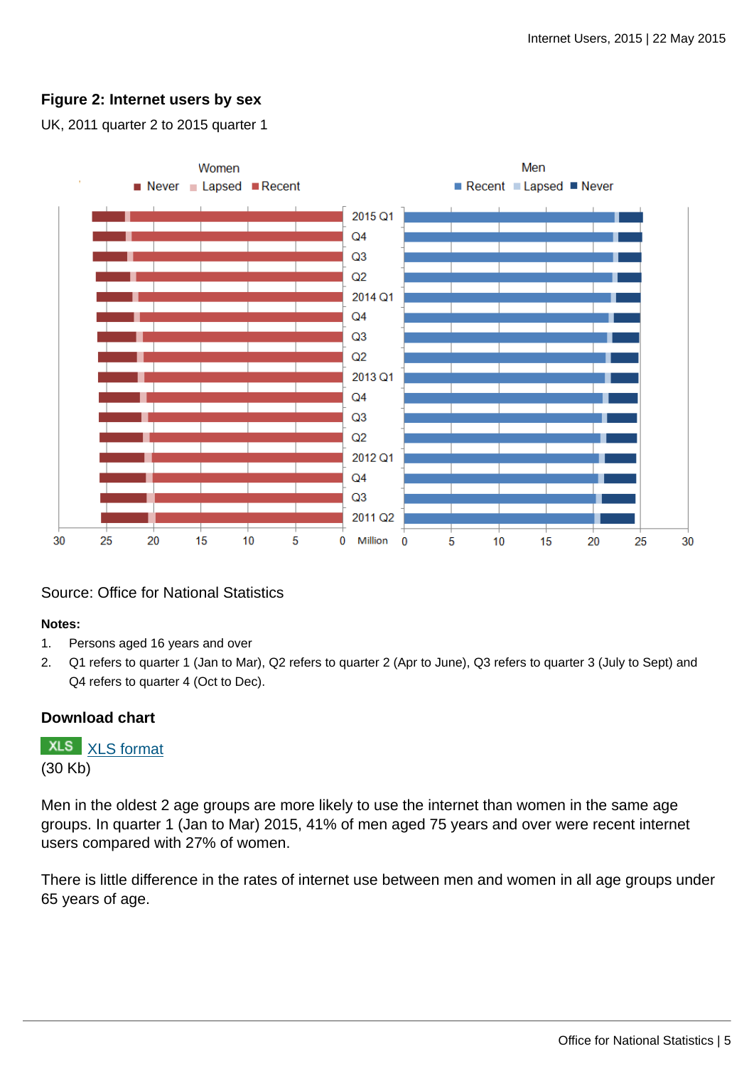### Figure 2: Internet users by sex

UK, 2011 quarter 2 to 2015 quarter 1

Source: Office for National Statistics

**Notes:**

1. Persons aged 16 years and over
2. Q1 refers to quarter 1 (Jan to Mar), Q2 refers to quarter 2 (Apr to June), Q3 refers to quarter 3 (July to Sept) and Q4 refers to quarter 4 (Oct to Dec).

### Download chart

XLS [XLS format](#)
(30 Kb)

Men in the oldest 2 age groups are more likely to use the internet than women in the same age groups. In quarter 1 (Jan to Mar) 2015, 41% of men aged 75 years and over were recent internet users compared with 27% of women.

There is little difference in the rates of internet use between men and women in all age groups under 65 years of age.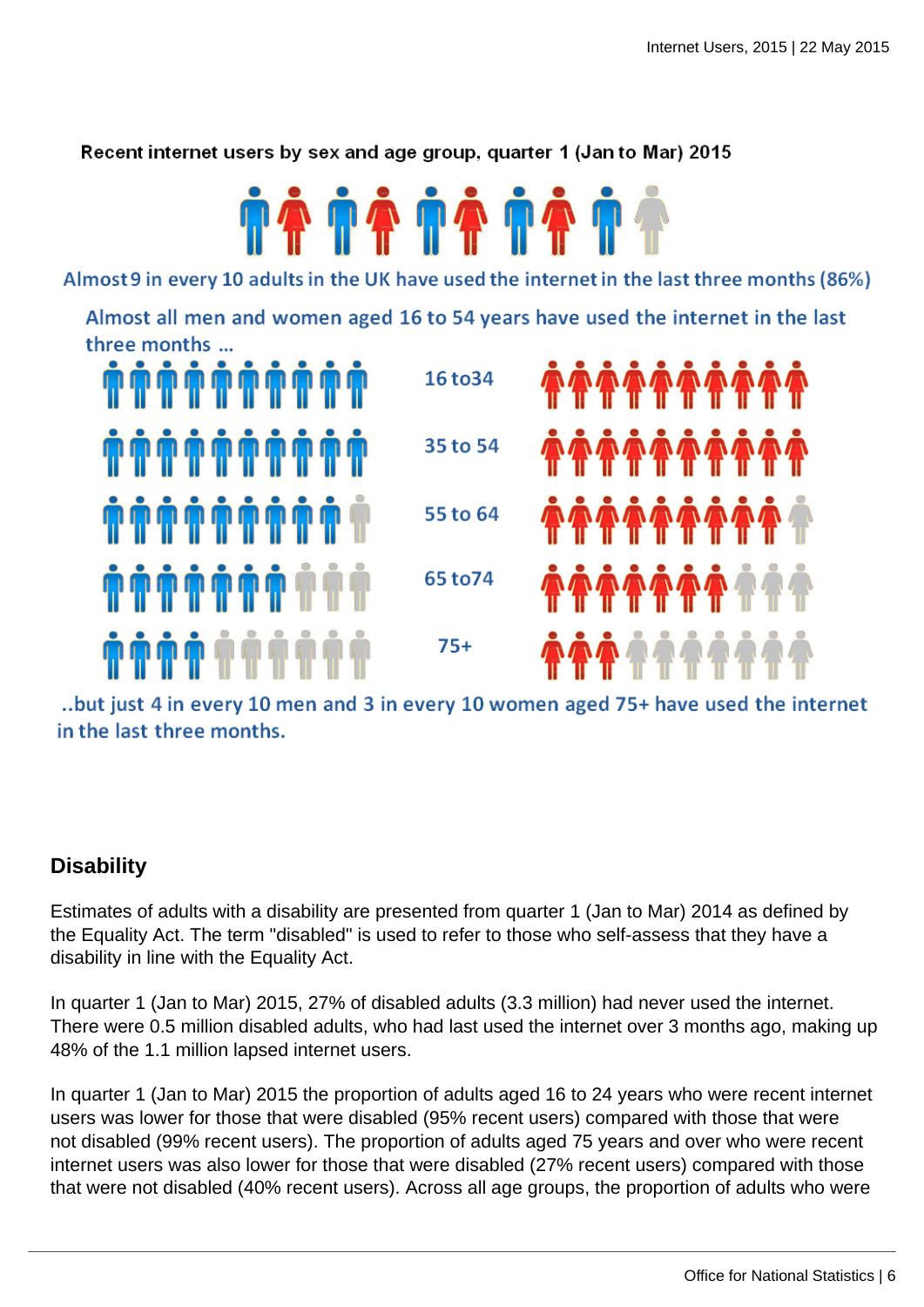Recent internet users by sex and age group, quarter 1 (Jan to Mar) 2015

Almost 9 in every 10 adults in the UK have used the internet in the last three months (86%)

Almost all men and women aged 16 to 54 years have used the internet in the last three months ...

16 to34

35 to 54

55 to 64

65 to74

75+

..but just 4 in every 10 men and 3 in every 10 women aged 75+ have used the internet in the last three months.

## Disability

Estimates of adults with a disability are presented from quarter 1 (Jan to Mar) 2014 as defined by the Equality Act. The term "disabled" is used to refer to those who self-assess that they have a disability in line with the Equality Act.

In quarter 1 (Jan to Mar) 2015, 27% of disabled adults (3.3 million) had never used the internet. There were 0.5 million disabled adults, who had last used the internet over 3 months ago, making up 48% of the 1.1 million lapsed internet users.

In quarter 1 (Jan to Mar) 2015 the proportion of adults aged 16 to 24 years who were recent internet users was lower for those that were disabled (95% recent users) compared with those that were not disabled (99% recent users). The proportion of adults aged 75 years and over who were recent internet users was also lower for those that were disabled (27% recent users) compared with those that were not disabled (40% recent users). Across all age groups, the proportion of adults who were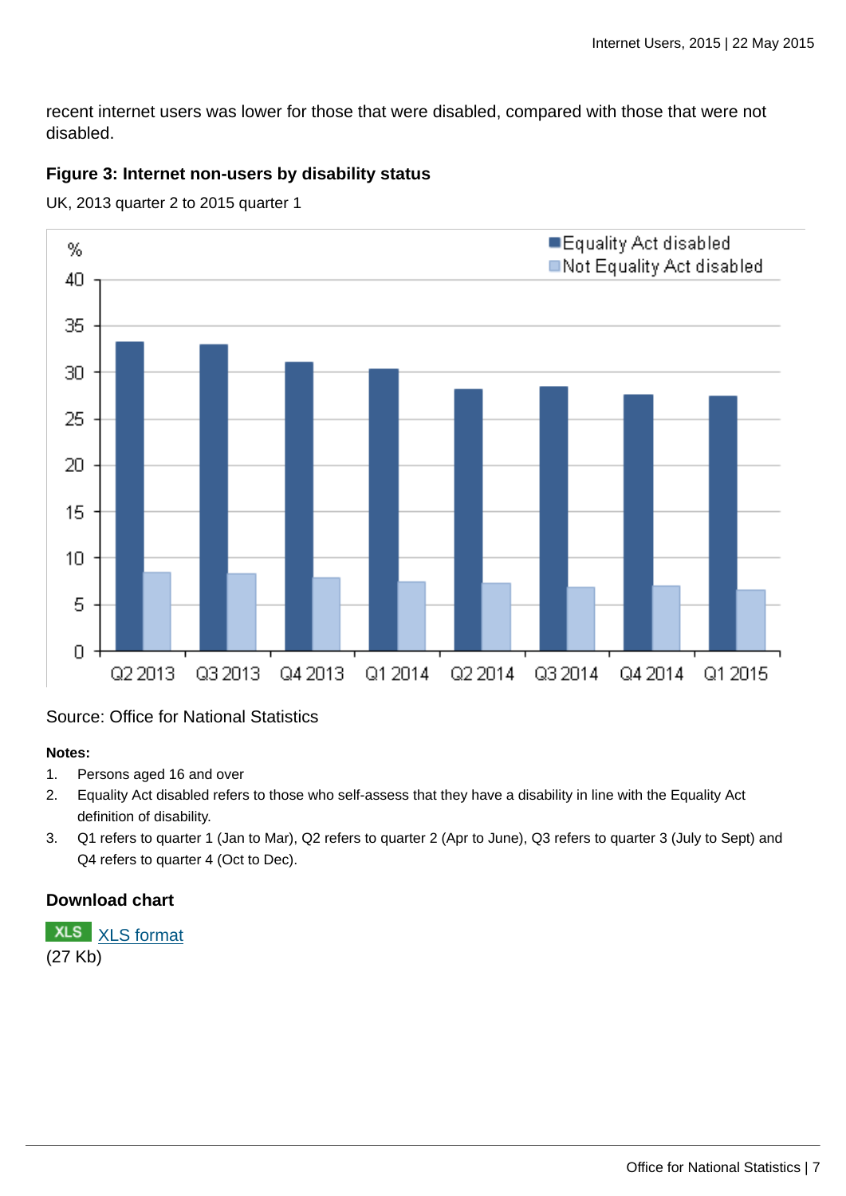recent internet users was lower for those that were disabled, compared with those that were not disabled.

### Figure 3: Internet non-users by disability status

UK, 2013 quarter 2 to 2015 quarter 1

Source: Office for National Statistics

**Notes:**

1. Persons aged 16 and over
2. Equality Act disabled refers to those who self-assess that they have a disability in line with the Equality Act definition of disability.
3. Q1 refers to quarter 1 (Jan to Mar), Q2 refers to quarter 2 (Apr to June), Q3 refers to quarter 3 (July to Sept) and Q4 refers to quarter 4 (Oct to Dec).

### Download chart

XLS XLS format
(27 Kb)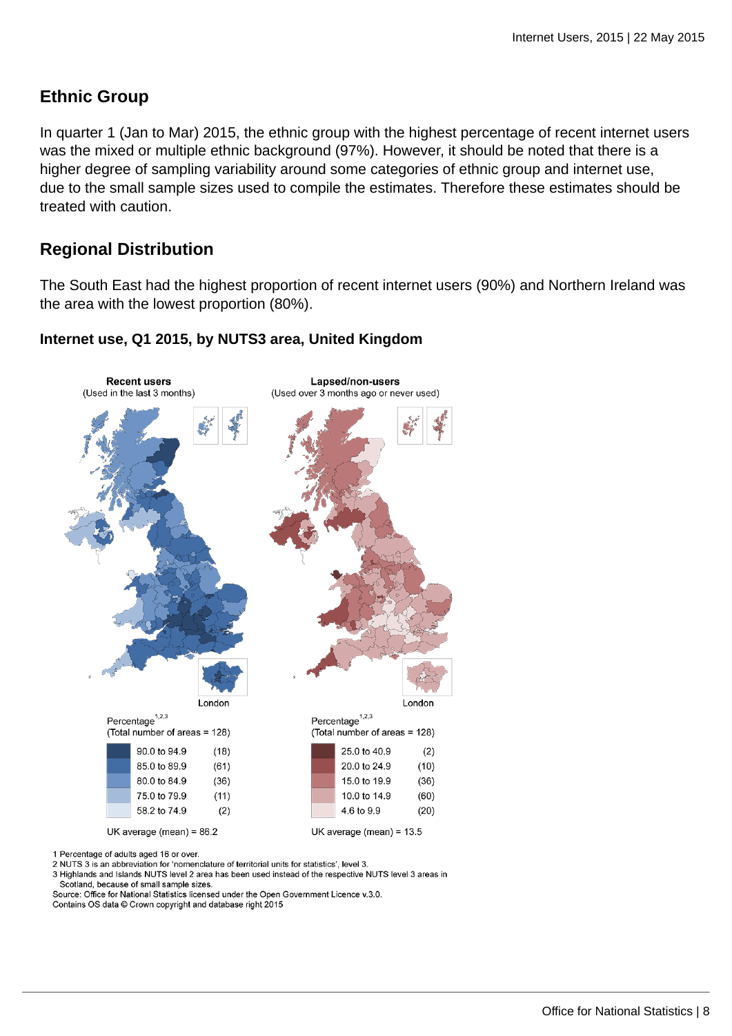## Ethnic Group

In quarter 1 (Jan to Mar) 2015, the ethnic group with the highest percentage of recent internet users was the mixed or multiple ethnic background (97%). However, it should be noted that there is a higher degree of sampling variability around some categories of ethnic group and internet use, due to the small sample sizes used to compile the estimates. Therefore these estimates should be treated with caution.

## Regional Distribution

The South East had the highest proportion of recent internet users (90%) and Northern Ireland was the area with the lowest proportion (80%).

### Internet use, Q1 2015, by NUTS3 area, United Kingdom

**Recent users** (Used in the last 3 months)

**Lapsed/non-users** (Used over 3 months ago or never used)

London

London

Percentage[1,2,3] (Total number of areas = 128)

| Recent users | Number of areas |
|---|---|
| 90.0 to 94.9 | (18) |
| 85.0 to 89.9 | (61) |
| 80.0 to 84.9 | (36) |
| 75.0 to 79.9 | (11) |
| 58.2 to 74.9 | (2) |

UK average (mean) = 86.2

Percentage[1,2,3] (Total number of areas = 128)

| Lapsed/non-users | Number of areas |
|---|---|
| 25.0 to 40.9 | (2) |
| 20.0 to 24.9 | (10) |
| 15.0 to 19.9 | (36) |
| 10.0 to 14.9 | (60) |
| 4.6 to 9.9 | (20) |

UK average (mean) = 13.5

1 Percentage of adults aged 16 or over.
2 NUTS 3 is an abbreviation for 'nomenclature of territorial units for statistics', level 3.
3 Highlands and Islands NUTS level 2 area has been used instead of the respective NUTS level 3 areas in Scotland, because of small sample sizes.
Source: Office for National Statistics licensed under the Open Government Licence v.3.0.
Contains OS data © Crown copyright and database right 2015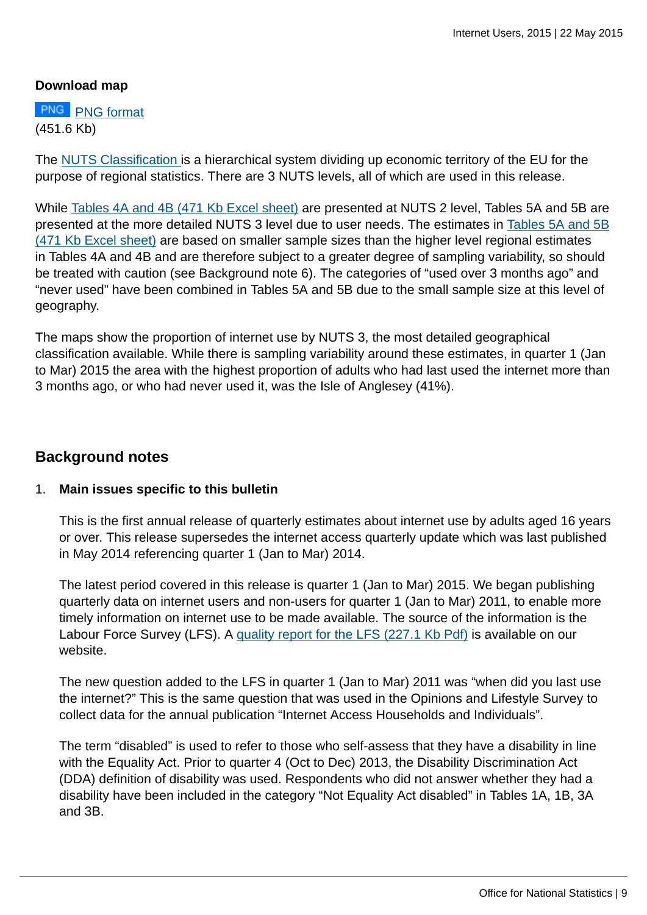**Download map**

PNG [PNG format](#)
(451.6 Kb)

The [NUTS Classification](#) is a hierarchical system dividing up economic territory of the EU for the purpose of regional statistics. There are 3 NUTS levels, all of which are used in this release.

While [Tables 4A and 4B (471 Kb Excel sheet)](#) are presented at NUTS 2 level, Tables 5A and 5B are presented at the more detailed NUTS 3 level due to user needs. The estimates in [Tables 5A and 5B (471 Kb Excel sheet)](#) are based on smaller sample sizes than the higher level regional estimates in Tables 4A and 4B and are therefore subject to a greater degree of sampling variability, so should be treated with caution (see Background note 6). The categories of "used over 3 months ago" and "never used" have been combined in Tables 5A and 5B due to the small sample size at this level of geography.

The maps show the proportion of internet use by NUTS 3, the most detailed geographical classification available. While there is sampling variability around these estimates, in quarter 1 (Jan to Mar) 2015 the area with the highest proportion of adults who had last used the internet more than 3 months ago, or who had never used it, was the Isle of Anglesey (41%).

## Background notes

1. **Main issues specific to this bulletin**

   This is the first annual release of quarterly estimates about internet use by adults aged 16 years or over. This release supersedes the internet access quarterly update which was last published in May 2014 referencing quarter 1 (Jan to Mar) 2014.

   The latest period covered in this release is quarter 1 (Jan to Mar) 2015. We began publishing quarterly data on internet users and non-users for quarter 1 (Jan to Mar) 2011, to enable more timely information on internet use to be made available. The source of the information is the Labour Force Survey (LFS). A [quality report for the LFS (227.1 Kb Pdf)](#) is available on our website.

   The new question added to the LFS in quarter 1 (Jan to Mar) 2011 was "when did you last use the internet?" This is the same question that was used in the Opinions and Lifestyle Survey to collect data for the annual publication "Internet Access Households and Individuals".

   The term "disabled" is used to refer to those who self-assess that they have a disability in line with the Equality Act. Prior to quarter 4 (Oct to Dec) 2013, the Disability Discrimination Act (DDA) definition of disability was used. Respondents who did not answer whether they had a disability have been included in the category "Not Equality Act disabled" in Tables 1A, 1B, 3A and 3B.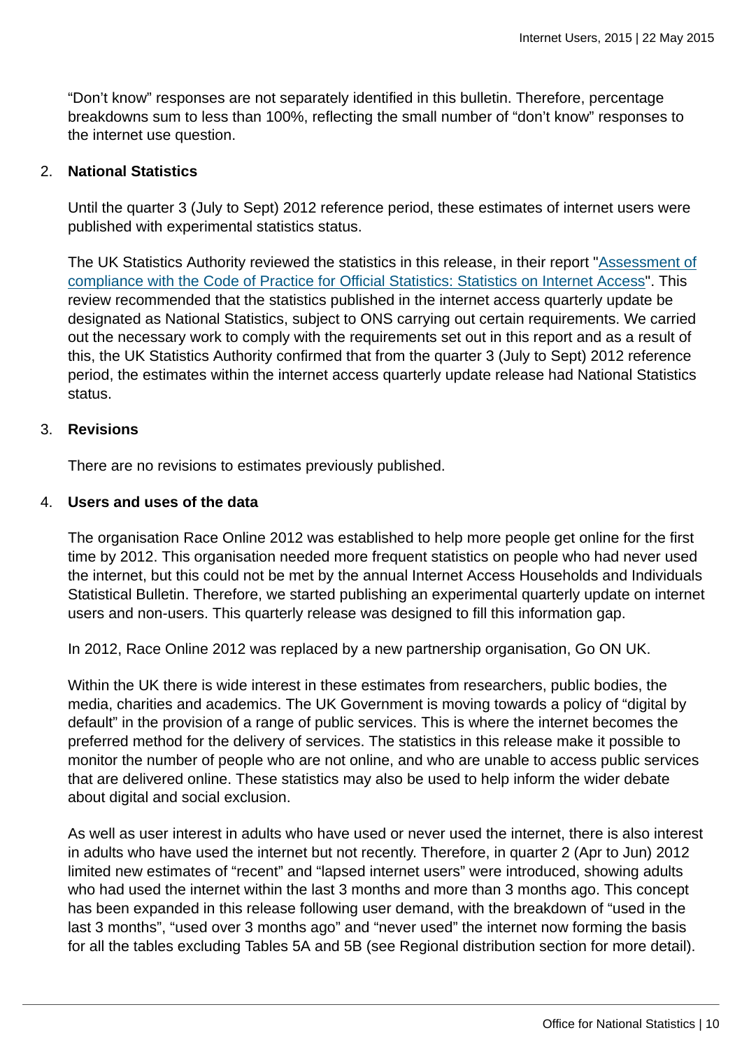“Don’t know” responses are not separately identified in this bulletin. Therefore, percentage breakdowns sum to less than 100%, reflecting the small number of “don’t know” responses to the internet use question.

2. **National Statistics**

   Until the quarter 3 (July to Sept) 2012 reference period, these estimates of internet users were published with experimental statistics status.

   The UK Statistics Authority reviewed the statistics in this release, in their report "Assessment of compliance with the Code of Practice for Official Statistics: Statistics on Internet Access". This review recommended that the statistics published in the internet access quarterly update be designated as National Statistics, subject to ONS carrying out certain requirements. We carried out the necessary work to comply with the requirements set out in this report and as a result of this, the UK Statistics Authority confirmed that from the quarter 3 (July to Sept) 2012 reference period, the estimates within the internet access quarterly update release had National Statistics status.

3. **Revisions**

   There are no revisions to estimates previously published.

4. **Users and uses of the data**

   The organisation Race Online 2012 was established to help more people get online for the first time by 2012. This organisation needed more frequent statistics on people who had never used the internet, but this could not be met by the annual Internet Access Households and Individuals Statistical Bulletin. Therefore, we started publishing an experimental quarterly update on internet users and non-users. This quarterly release was designed to fill this information gap.

   In 2012, Race Online 2012 was replaced by a new partnership organisation, Go ON UK.

   Within the UK there is wide interest in these estimates from researchers, public bodies, the media, charities and academics. The UK Government is moving towards a policy of “digital by default” in the provision of a range of public services. This is where the internet becomes the preferred method for the delivery of services. The statistics in this release make it possible to monitor the number of people who are not online, and who are unable to access public services that are delivered online. These statistics may also be used to help inform the wider debate about digital and social exclusion.

   As well as user interest in adults who have used or never used the internet, there is also interest in adults who have used the internet but not recently. Therefore, in quarter 2 (Apr to Jun) 2012 limited new estimates of “recent” and “lapsed internet users” were introduced, showing adults who had used the internet within the last 3 months and more than 3 months ago. This concept has been expanded in this release following user demand, with the breakdown of “used in the last 3 months”, “used over 3 months ago” and “never used” the internet now forming the basis for all the tables excluding Tables 5A and 5B (see Regional distribution section for more detail).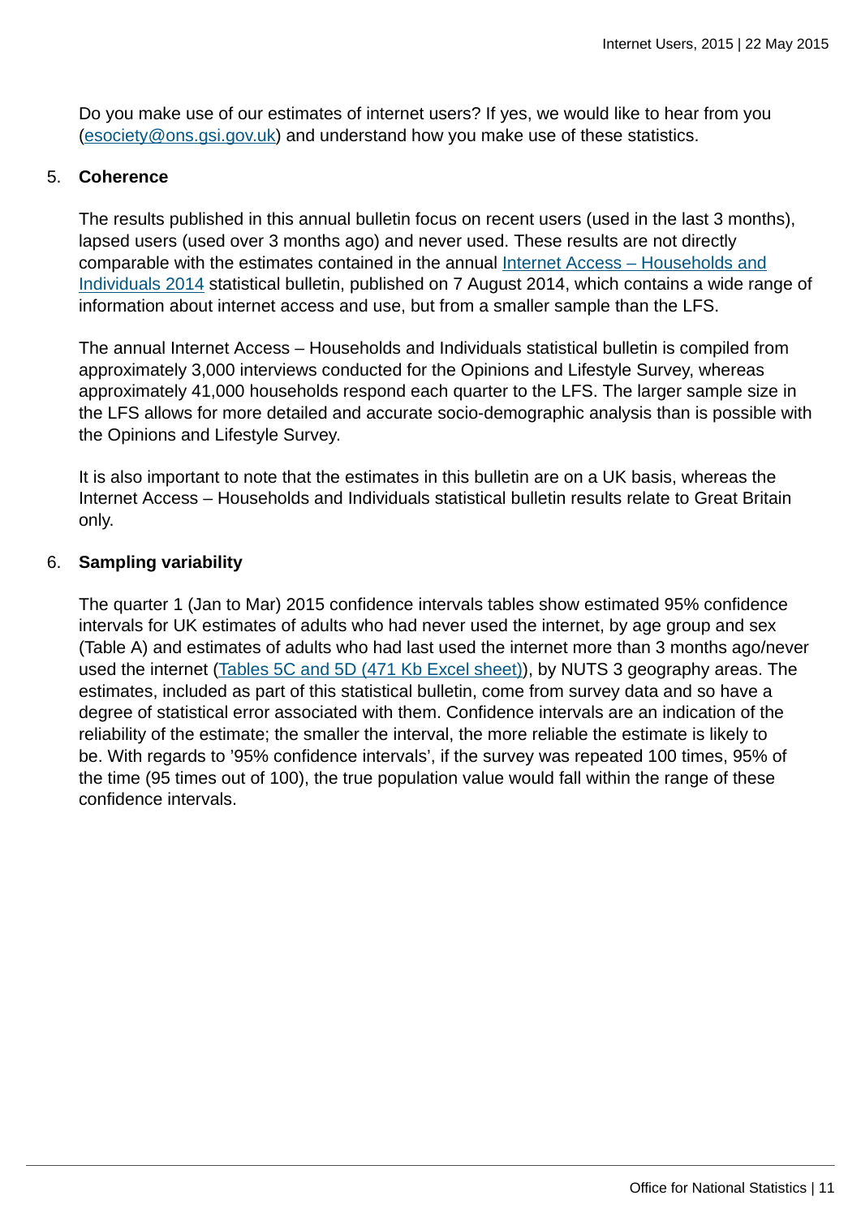Do you make use of our estimates of internet users? If yes, we would like to hear from you (esociety@ons.gsi.gov.uk) and understand how you make use of these statistics.

5. **Coherence**

   The results published in this annual bulletin focus on recent users (used in the last 3 months), lapsed users (used over 3 months ago) and never used. These results are not directly comparable with the estimates contained in the annual Internet Access – Households and Individuals 2014 statistical bulletin, published on 7 August 2014, which contains a wide range of information about internet access and use, but from a smaller sample than the LFS.

   The annual Internet Access – Households and Individuals statistical bulletin is compiled from approximately 3,000 interviews conducted for the Opinions and Lifestyle Survey, whereas approximately 41,000 households respond each quarter to the LFS. The larger sample size in the LFS allows for more detailed and accurate socio-demographic analysis than is possible with the Opinions and Lifestyle Survey.

   It is also important to note that the estimates in this bulletin are on a UK basis, whereas the Internet Access – Households and Individuals statistical bulletin results relate to Great Britain only.

6. **Sampling variability**

   The quarter 1 (Jan to Mar) 2015 confidence intervals tables show estimated 95% confidence intervals for UK estimates of adults who had never used the internet, by age group and sex (Table A) and estimates of adults who had last used the internet more than 3 months ago/never used the internet (Tables 5C and 5D (471 Kb Excel sheet)), by NUTS 3 geography areas. The estimates, included as part of this statistical bulletin, come from survey data and so have a degree of statistical error associated with them. Confidence intervals are an indication of the reliability of the estimate; the smaller the interval, the more reliable the estimate is likely to be. With regards to '95% confidence intervals', if the survey was repeated 100 times, 95% of the time (95 times out of 100), the true population value would fall within the range of these confidence intervals.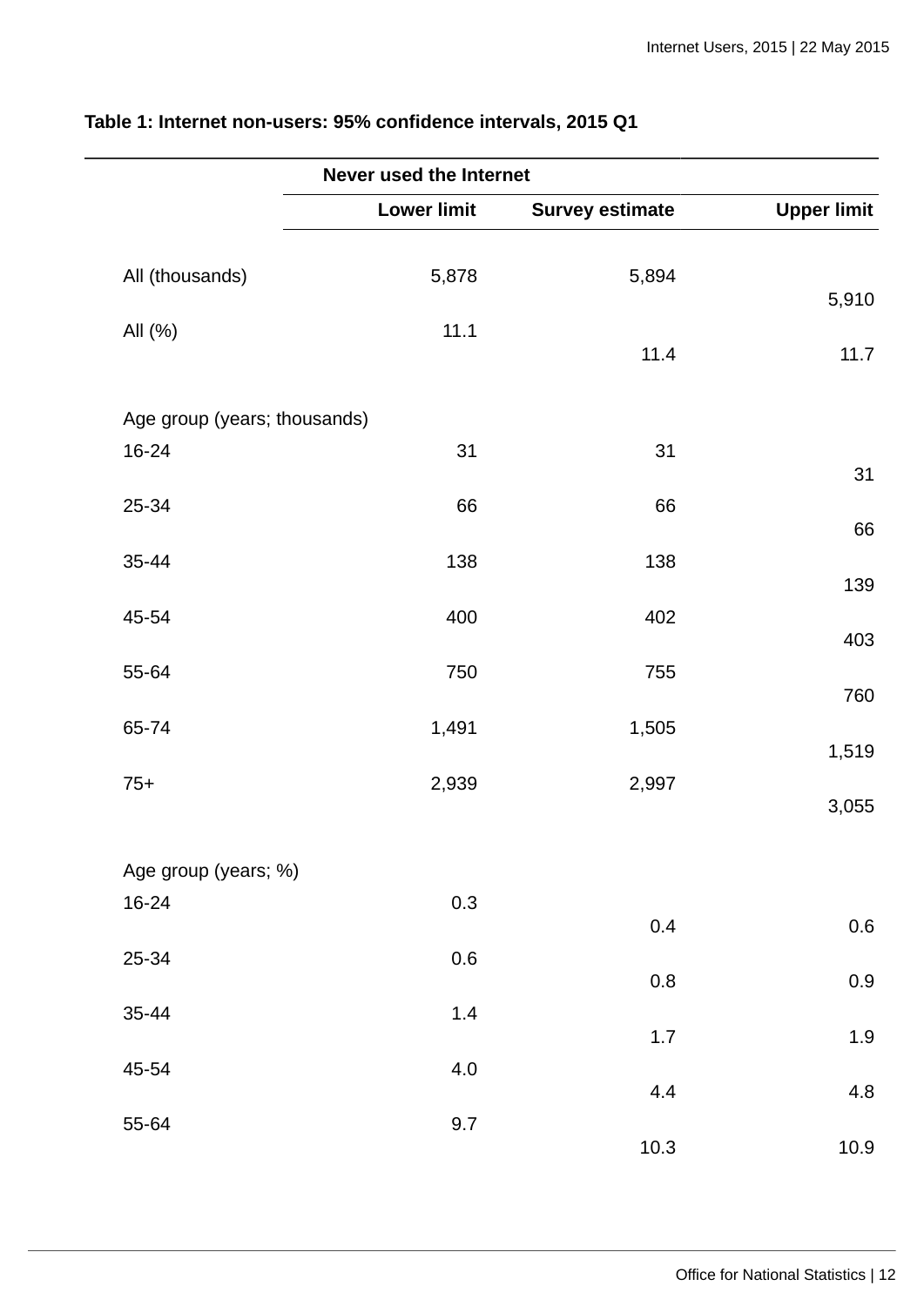**Table 1: Internet non-users: 95% confidence intervals, 2015 Q1**

| | Never used the Internet | | |
|---|---|---|---|
| | Lower limit | Survey estimate | Upper limit |
| All (thousands) | 5,878 | 5,894 | 5,910 |
| All (%) | 11.1 | 11.4 | 11.7 |
| Age group (years; thousands) | | | |
| 16-24 | 31 | 31 | 31 |
| 25-34 | 66 | 66 | 66 |
| 35-44 | 138 | 138 | 139 |
| 45-54 | 400 | 402 | 403 |
| 55-64 | 750 | 755 | 760 |
| 65-74 | 1,491 | 1,505 | 1,519 |
| 75+ | 2,939 | 2,997 | 3,055 |
| Age group (years; %) | | | |
| 16-24 | 0.3 | 0.4 | 0.6 |
| 25-34 | 0.6 | 0.8 | 0.9 |
| 35-44 | 1.4 | 1.7 | 1.9 |
| 45-54 | 4.0 | 4.4 | 4.8 |
| 55-64 | 9.7 | 10.3 | 10.9 |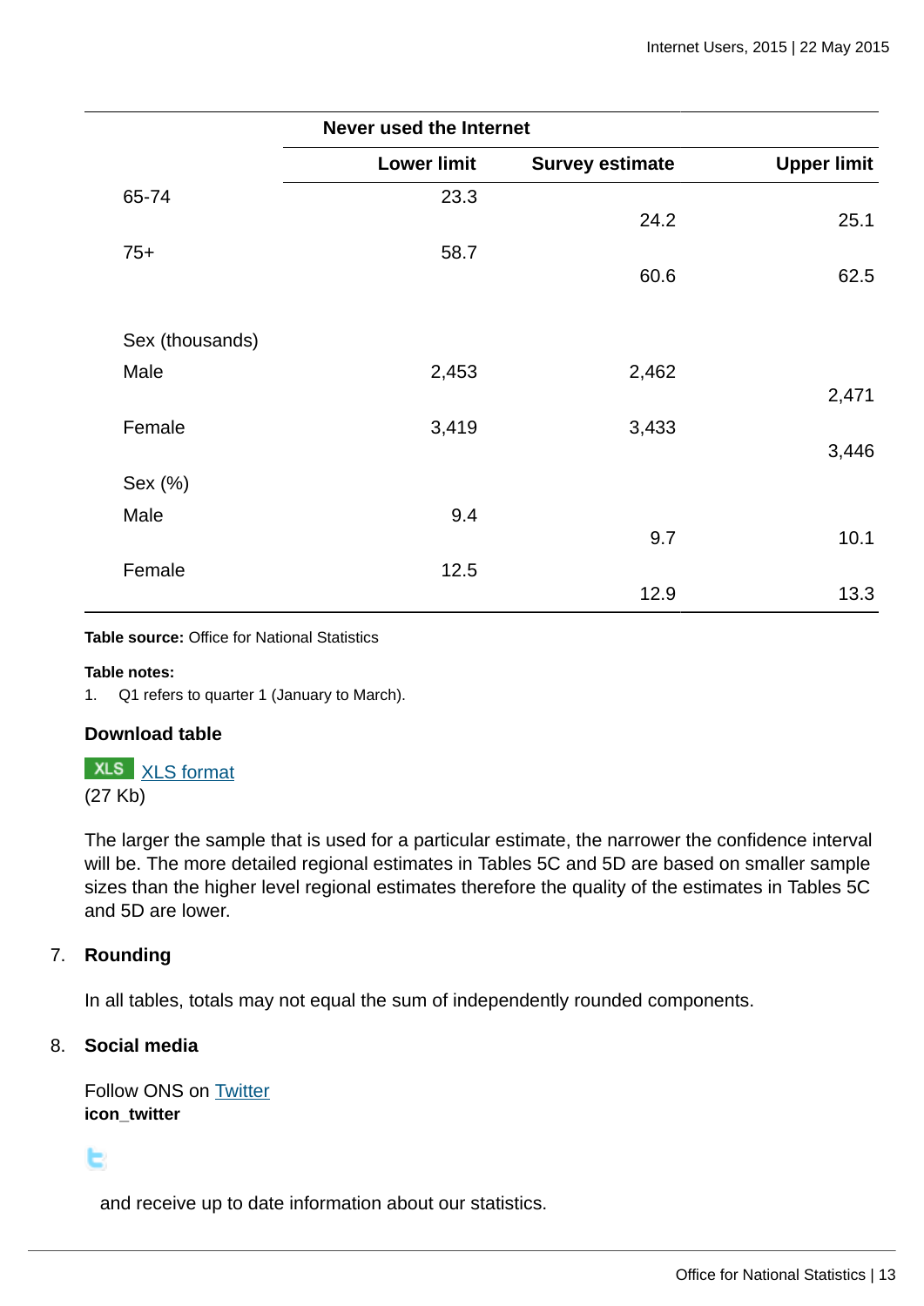| | Never used the Internet | | |
|---|---|---|---|
| | Lower limit | Survey estimate | Upper limit |
| 65-74 | 23.3 | 24.2 | 25.1 |
| 75+ | 58.7 | 60.6 | 62.5 |
| | | | |
| Sex (thousands) | | | |
| Male | 2,453 | 2,462 | 2,471 |
| Female | 3,419 | 3,433 | 3,446 |
| Sex (%) | | | |
| Male | 9.4 | 9.7 | 10.1 |
| Female | 12.5 | 12.9 | 13.3 |

**Table source:** Office for National Statistics

**Table notes:**

1. Q1 refers to quarter 1 (January to March).

**Download table**

XLS [XLS format](#)
(27 Kb)

The larger the sample that is used for a particular estimate, the narrower the confidence interval will be. The more detailed regional estimates in Tables 5C and 5D are based on smaller sample sizes than the higher level regional estimates therefore the quality of the estimates in Tables 5C and 5D are lower.

7. **Rounding**

   In all tables, totals may not equal the sum of independently rounded components.

8. **Social media**

   Follow ONS on [Twitter](#)
   **icon_twitter**

   and receive up to date information about our statistics.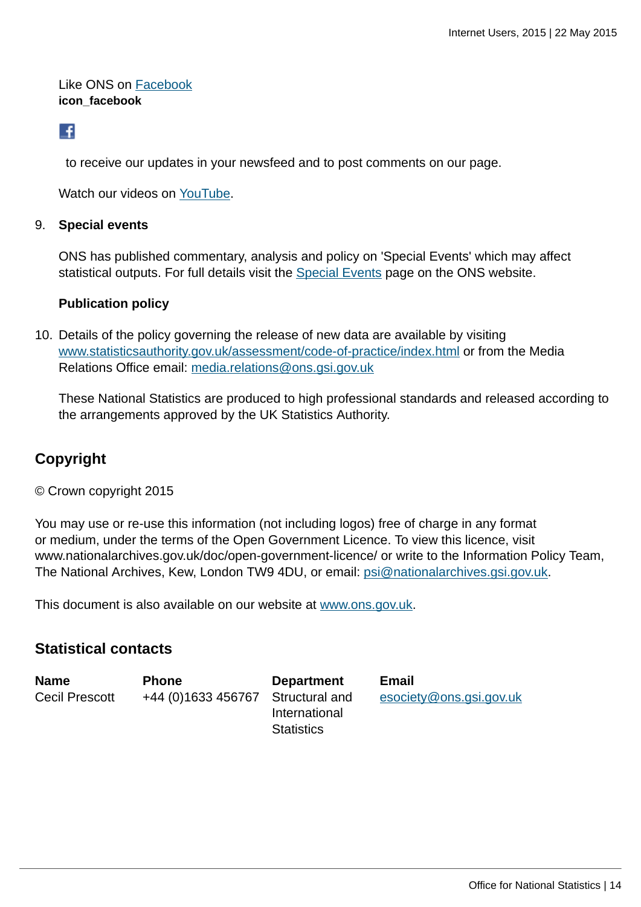Like ONS on [Facebook](#)
**icon_facebook**

to receive our updates in your newsfeed and to post comments on our page.

Watch our videos on [YouTube](#).

9. **Special events**

   ONS has published commentary, analysis and policy on 'Special Events' which may affect statistical outputs. For full details visit the [Special Events](#) page on the ONS website.

   **Publication policy**

10. Details of the policy governing the release of new data are available by visiting [www.statisticsauthority.gov.uk/assessment/code-of-practice/index.html](www.statisticsauthority.gov.uk/assessment/code-of-practice/index.html) or from the Media Relations Office email: [media.relations@ons.gsi.gov.uk](mailto:media.relations@ons.gsi.gov.uk)

    These National Statistics are produced to high professional standards and released according to the arrangements approved by the UK Statistics Authority.

## Copyright

© Crown copyright 2015

You may use or re-use this information (not including logos) free of charge in any format or medium, under the terms of the Open Government Licence. To view this licence, visit www.nationalarchives.gov.uk/doc/open-government-licence/ or write to the Information Policy Team, The National Archives, Kew, London TW9 4DU, or email: [psi@nationalarchives.gsi.gov.uk](mailto:psi@nationalarchives.gsi.gov.uk).

This document is also available on our website at [www.ons.gov.uk](www.ons.gov.uk).

## Statistical contacts

| Name | Phone | Department | Email |
|---|---|---|---|
| Cecil Prescott | +44 (0)1633 456767 | Structural and International Statistics | [esociety@ons.gsi.gov.uk](mailto:esociety@ons.gsi.gov.uk) |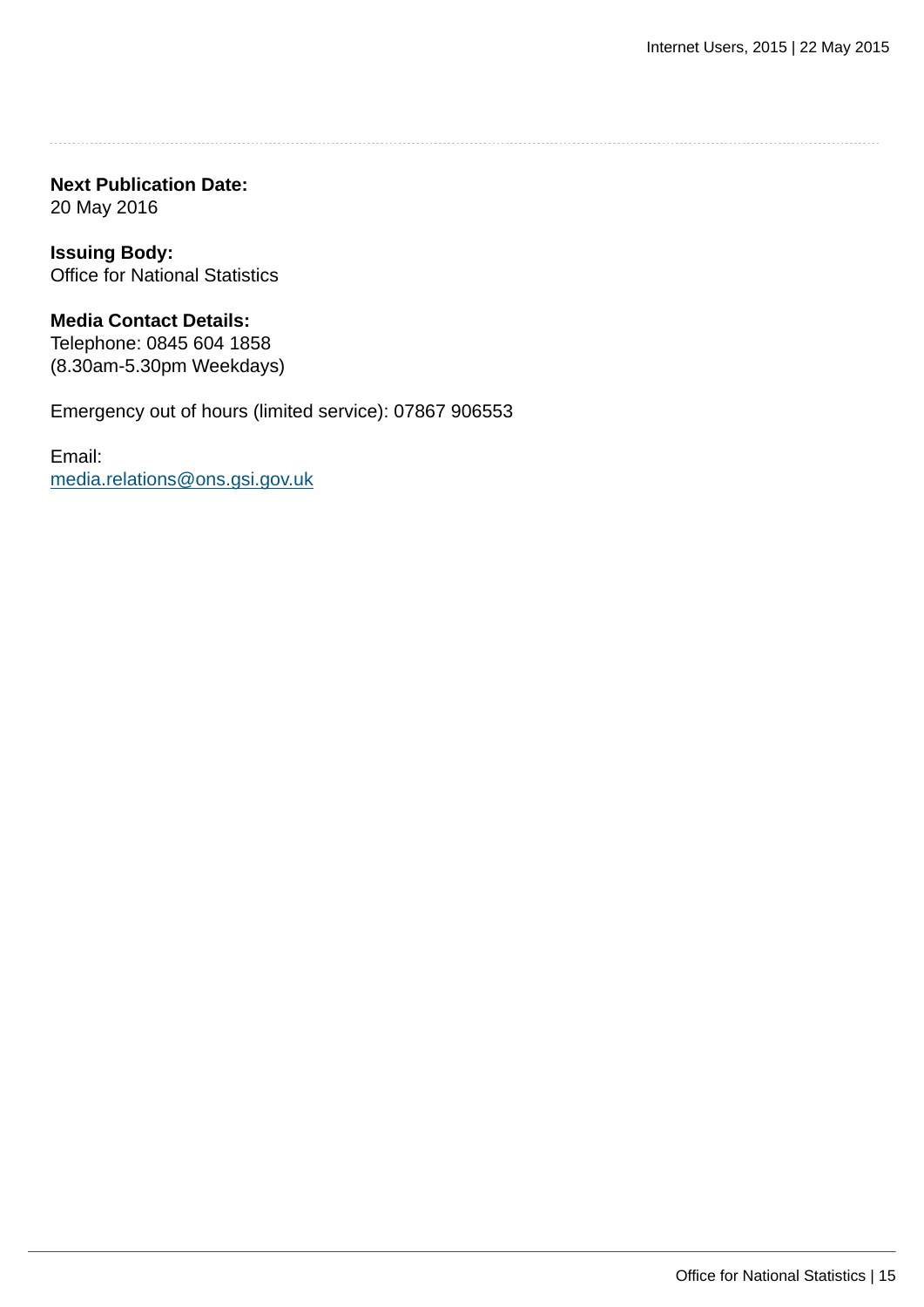**Next Publication Date:**
20 May 2016

**Issuing Body:**
Office for National Statistics

**Media Contact Details:**
Telephone: 0845 604 1858
(8.30am-5.30pm Weekdays)

Emergency out of hours (limited service): 07867 906553

Email:
media.relations@ons.gsi.gov.uk